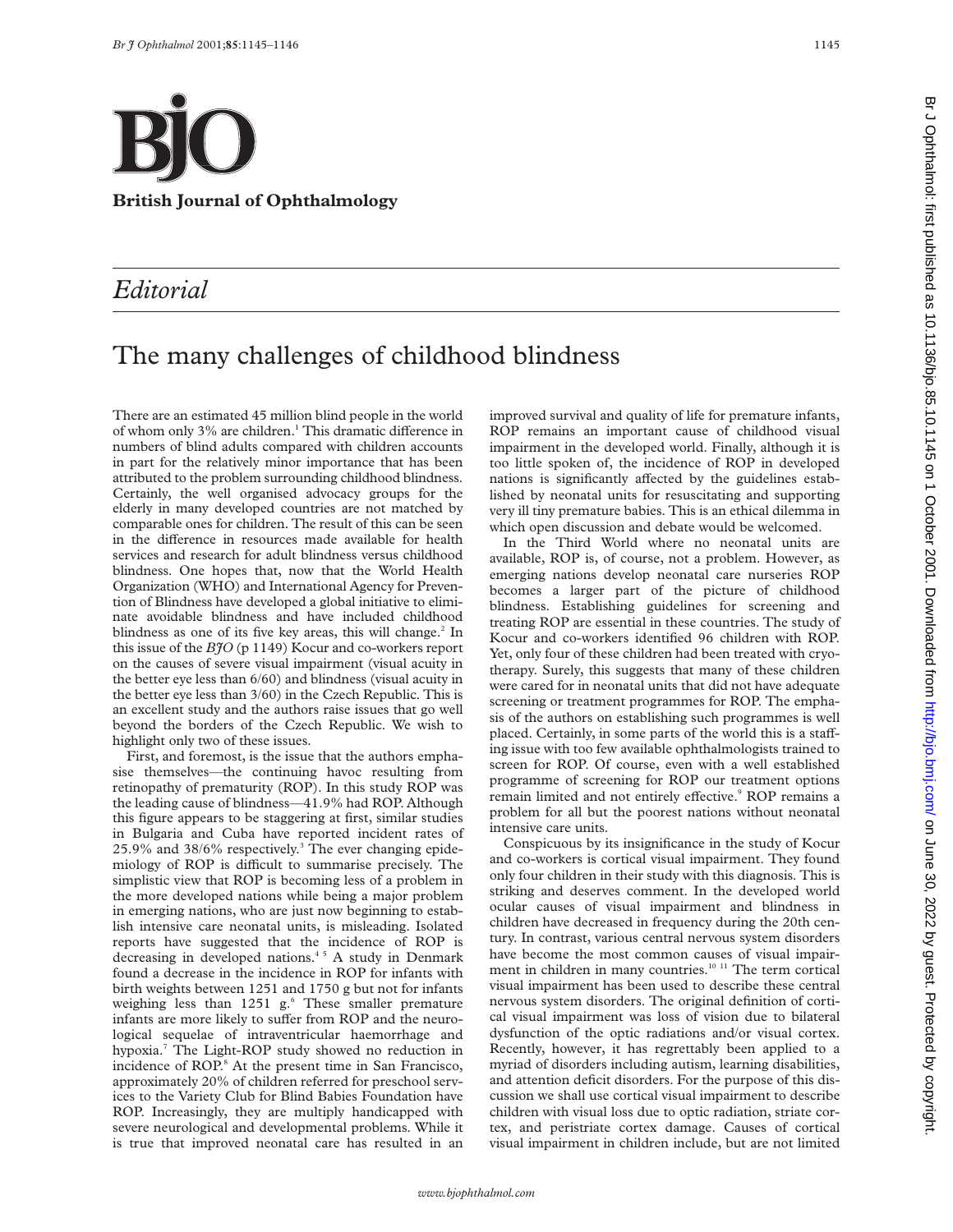**British Journal of Ophthalmology**

## *Editorial*

# The many challenges of childhood blindness

There are an estimated 45 million blind people in the world of whom only 3% are children.[1] This dramatic difference in numbers of blind adults compared with children accounts in part for the relatively minor importance that has been attributed to the problem surrounding childhood blindness. Certainly, the well organised advocacy groups for the elderly in many developed countries are not matched by comparable ones for children. The result of this can be seen in the difference in resources made available for health services and research for adult blindness versus childhood blindness. One hopes that, now that the World Health Organization (WHO) and International Agency for Prevention of Blindness have developed a global initiative to eliminate avoidable blindness and have included childhood blindness as one of its five key areas, this will change.[2] In this issue of the *BJO* (p 1149) Kocur and co-workers report on the causes of severe visual impairment (visual acuity in the better eye less than 6/60) and blindness (visual acuity in the better eye less than 3/60) in the Czech Republic. This is an excellent study and the authors raise issues that go well beyond the borders of the Czech Republic. We wish to highlight only two of these issues.

First, and foremost, is the issue that the authors emphasise themselves—the continuing havoc resulting from retinopathy of prematurity (ROP). In this study ROP was the leading cause of blindness—41.9% had ROP. Although this figure appears to be staggering at first, similar studies in Bulgaria and Cuba have reported incident rates of 25.9% and 38/6% respectively.[3] The ever changing epidemiology of ROP is difficult to summarise precisely. The simplistic view that ROP is becoming less of a problem in the more developed nations while being a major problem in emerging nations, who are just now beginning to establish intensive care neonatal units, is misleading. Isolated reports have suggested that the incidence of ROP is decreasing in developed nations.[4,5] A study in Denmark found a decrease in the incidence in ROP for infants with birth weights between 1251 and 1750 g but not for infants weighing less than 1251 g.[6] These smaller premature infants are more likely to suffer from ROP and the neurological sequelae of intraventricular haemorrhage and hypoxia.[7] The Light-ROP study showed no reduction in incidence of ROP.[8] At the present time in San Francisco, approximately 20% of children referred for preschool services to the Variety Club for Blind Babies Foundation have ROP. Increasingly, they are multiply handicapped with severe neurological and developmental problems. While it is true that improved neonatal care has resulted in an improved survival and quality of life for premature infants, ROP remains an important cause of childhood visual impairment in the developed world. Finally, although it is too little spoken of, the incidence of ROP in developed nations is significantly affected by the guidelines established by neonatal units for resuscitating and supporting very ill tiny premature babies. This is an ethical dilemma in which open discussion and debate would be welcomed.

In the Third World where no neonatal units are available, ROP is, of course, not a problem. However, as emerging nations develop neonatal care nurseries ROP becomes a larger part of the picture of childhood blindness. Establishing guidelines for screening and treating ROP are essential in these countries. The study of Kocur and co-workers identified 96 children with ROP. Yet, only four of these children had been treated with cryotherapy. Surely, this suggests that many of these children were cared for in neonatal units that did not have adequate screening or treatment programmes for ROP. The emphasis of the authors on establishing such programmes is well placed. Certainly, in some parts of the world this is a staffing issue with too few available ophthalmologists trained to screen for ROP. Of course, even with a well established programme of screening for ROP our treatment options remain limited and not entirely effective.[9] ROP remains a problem for all but the poorest nations without neonatal intensive care units.

Conspicuous by its insignificance in the study of Kocur and co-workers is cortical visual impairment. They found only four children in their study with this diagnosis. This is striking and deserves comment. In the developed world ocular causes of visual impairment and blindness in children have decreased in frequency during the 20th century. In contrast, various central nervous system disorders have become the most common causes of visual impairment in children in many countries.[10,11] The term cortical visual impairment has been used to describe these central nervous system disorders. The original definition of cortical visual impairment was loss of vision due to bilateral dysfunction of the optic radiations and/or visual cortex. Recently, however, it has regrettably been applied to a myriad of disorders including autism, learning disabilities, and attention deficit disorders. For the purpose of this discussion we shall use cortical visual impairment to describe children with visual loss due to optic radiation, striate cortex, and peristriate cortex damage. Causes of cortical visual impairment in children include, but are not limited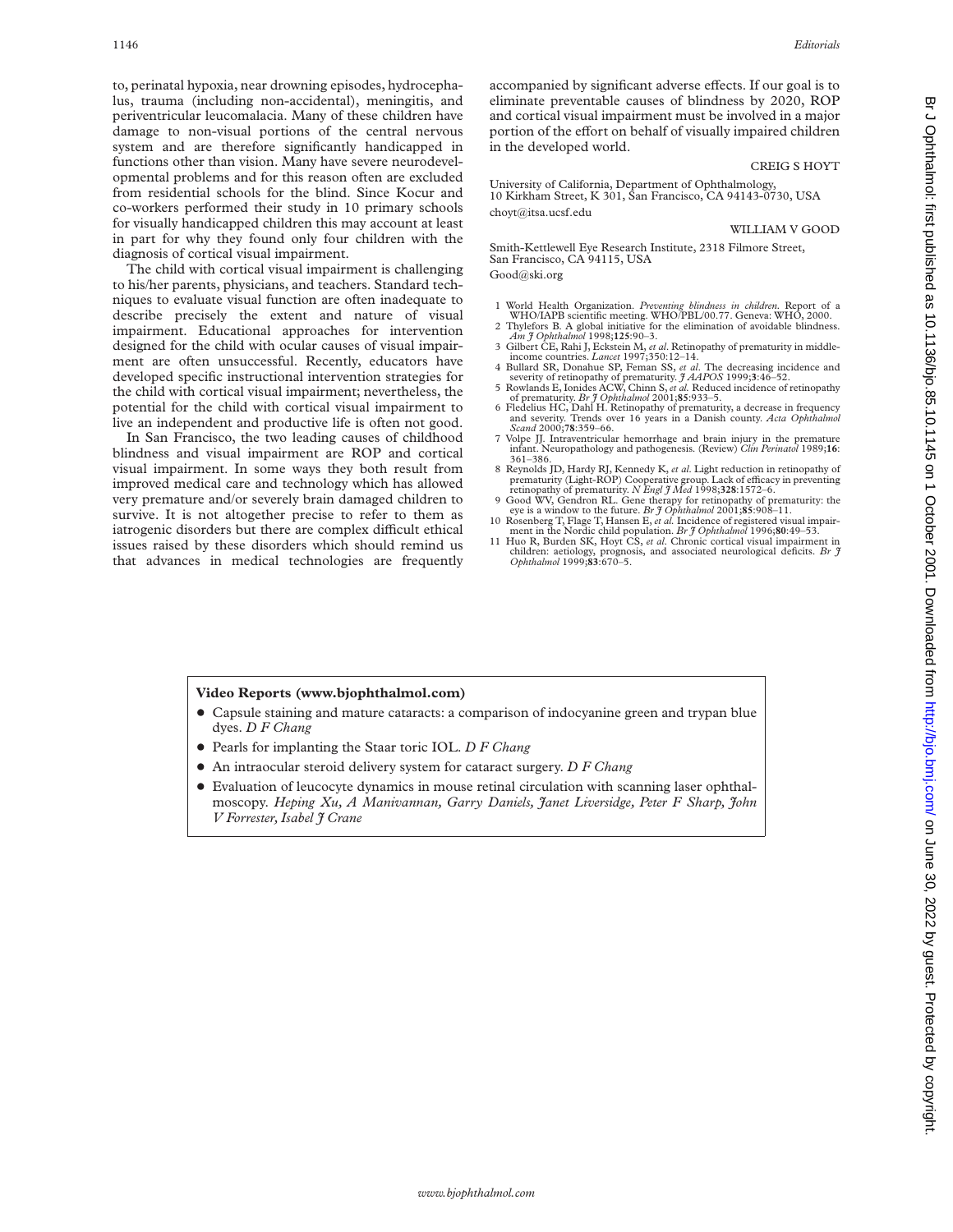to, perinatal hypoxia, near drowning episodes, hydrocephalus, trauma (including non-accidental), meningitis, and periventricular leucomalacia. Many of these children have damage to non-visual portions of the central nervous system and are therefore significantly handicapped in functions other than vision. Many have severe neurodevelopmental problems and for this reason often are excluded from residential schools for the blind. Since Kocur and co-workers performed their study in 10 primary schools for visually handicapped children this may account at least in part for why they found only four children with the diagnosis of cortical visual impairment.

The child with cortical visual impairment is challenging to his/her parents, physicians, and teachers. Standard techniques to evaluate visual function are often inadequate to describe precisely the extent and nature of visual impairment. Educational approaches for intervention designed for the child with ocular causes of visual impairment are often unsuccessful. Recently, educators have developed specific instructional intervention strategies for the child with cortical visual impairment; nevertheless, the potential for the child with cortical visual impairment to live an independent and productive life is often not good.

In San Francisco, the two leading causes of childhood blindness and visual impairment are ROP and cortical visual impairment. In some ways they both result from improved medical care and technology which has allowed very premature and/or severely brain damaged children to survive. It is not altogether precise to refer to them as iatrogenic disorders but there are complex difficult ethical issues raised by these disorders which should remind us that advances in medical technologies are frequently accompanied by significant adverse effects. If our goal is to eliminate preventable causes of blindness by 2020, ROP and cortical visual impairment must be involved in a major portion of the effort on behalf of visually impaired children in the developed world.

CREIG S HOYT

University of California, Department of Ophthalmology, 10 Kirkham Street, K 301, San Francisco, CA 94143-0730, USA
choyt@itsa.ucsf.edu

WILLIAM V GOOD

Smith-Kettlewell Eye Research Institute, 2318 Filmore Street, San Francisco, CA 94115, USA
Good@ski.org

1 World Health Organization. *Preventing blindness in children.* Report of a WHO/IAPB scientific meeting. WHO/PBL/00.77. Geneva: WHO, 2000.
2 Thylefors B. A global initiative for the elimination of avoidable blindness. *Am J Ophthalmol* 1998;**125**:90–3.
3 Gilbert CE, Rahi J, Eckstein M, *et al*. Retinopathy of prematurity in middle-income countries. *Lancet* 1997;350:12–14.
4 Bullard SR, Donahue SP, Feman SS, *et al*. The decreasing incidence and severity of retinopathy of prematurity. *J AAPOS* 1999;**3**:46–52.
5 Rowlands E, Ionides ACW, Chinn S, *et al.* Reduced incidence of retinopathy of prematurity. *Br J Ophthalmol* 2001;**85**:933–5.
6 Fledelius HC, Dahl H. Retinopathy of prematurity, a decrease in frequency and severity. Trends over 16 years in a Danish county. *Acta Ophthalmol Scand* 2000;**78**:359–66.
7 Volpe JJ. Intraventricular hemorrhage and brain injury in the premature infant. Neuropathology and pathogenesis. (Review) *Clin Perinatol* 1989;**16**: 361–386.
8 Reynolds JD, Hardy RJ, Kennedy K, *et al*. Light reduction in retinopathy of prematurity (Light-ROP) Cooperative group. Lack of efficacy in preventing retinopathy of prematurity. *N Engl J Med* 1998;**328**:1572–6.
9 Good WV, Gendron RL. Gene therapy for retinopathy of prematurity: the eye is a window to the future. *Br J Ophthalmol* 2001;**85**:908–11.
10 Rosenberg T, Flage T, Hansen E, *et al.* Incidence of registered visual impairment in the Nordic child population. *Br J Ophthalmol* 1996;**80**:49–53.
11 Huo R, Burden SK, Hoyt CS, *et al*. Chronic cortical visual impairment in children: aetiology, prognosis, and associated neurological deficits. *Br J Ophthalmol* 1999;**83**:670–5.

**Video Reports (www.bjophthalmol.com)**

- Capsule staining and mature cataracts: a comparison of indocyanine green and trypan blue dyes. *D F Chang*
- Pearls for implanting the Staar toric IOL. *D F Chang*
- An intraocular steroid delivery system for cataract surgery. *D F Chang*
- Evaluation of leucocyte dynamics in mouse retinal circulation with scanning laser ophthalmoscopy. *Heping Xu, A Manivannan, Garry Daniels, Janet Liversidge, Peter F Sharp, John V Forrester, Isabel J Crane*